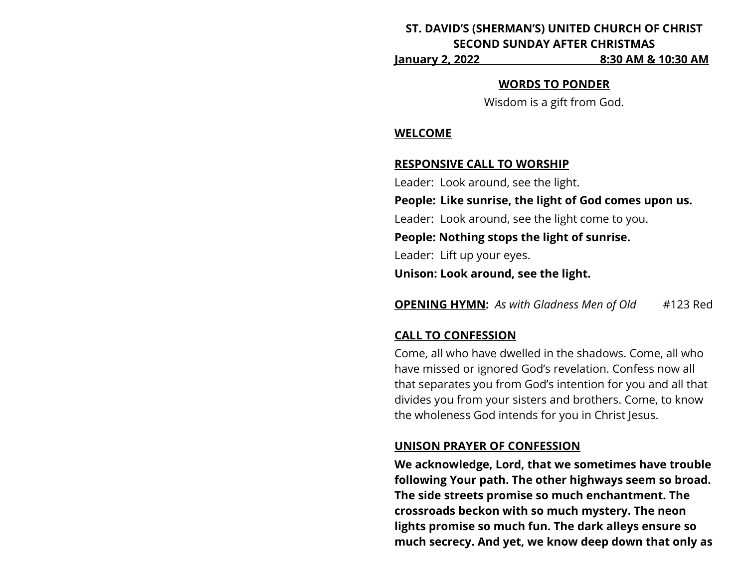**ST. DAVID'S (SHERMAN'S) UNITED CHURCH OF CHRIST**
**SECOND SUNDAY AFTER CHRISTMAS**
**January 2, 2022 8:30 AM & 10:30 AM**

**WORDS TO PONDER**

Wisdom is a gift from God.

**WELCOME**

**RESPONSIVE CALL TO WORSHIP**

Leader: Look around, see the light.

**People: Like sunrise, the light of God comes upon us.**

Leader: Look around, see the light come to you.

**People: Nothing stops the light of sunrise.**

Leader: Lift up your eyes.

**Unison: Look around, see the light.**

**OPENING HYMN:** *As with Gladness Men of Old* #123 Red

**CALL TO CONFESSION**

Come, all who have dwelled in the shadows. Come, all who have missed or ignored God's revelation. Confess now all that separates you from God's intention for you and all that divides you from your sisters and brothers. Come, to know the wholeness God intends for you in Christ Jesus.

**UNISON PRAYER OF CONFESSION**

**We acknowledge, Lord, that we sometimes have trouble following Your path. The other highways seem so broad. The side streets promise so much enchantment. The crossroads beckon with so much mystery. The neon lights promise so much fun. The dark alleys ensure so much secrecy. And yet, we know deep down that only as**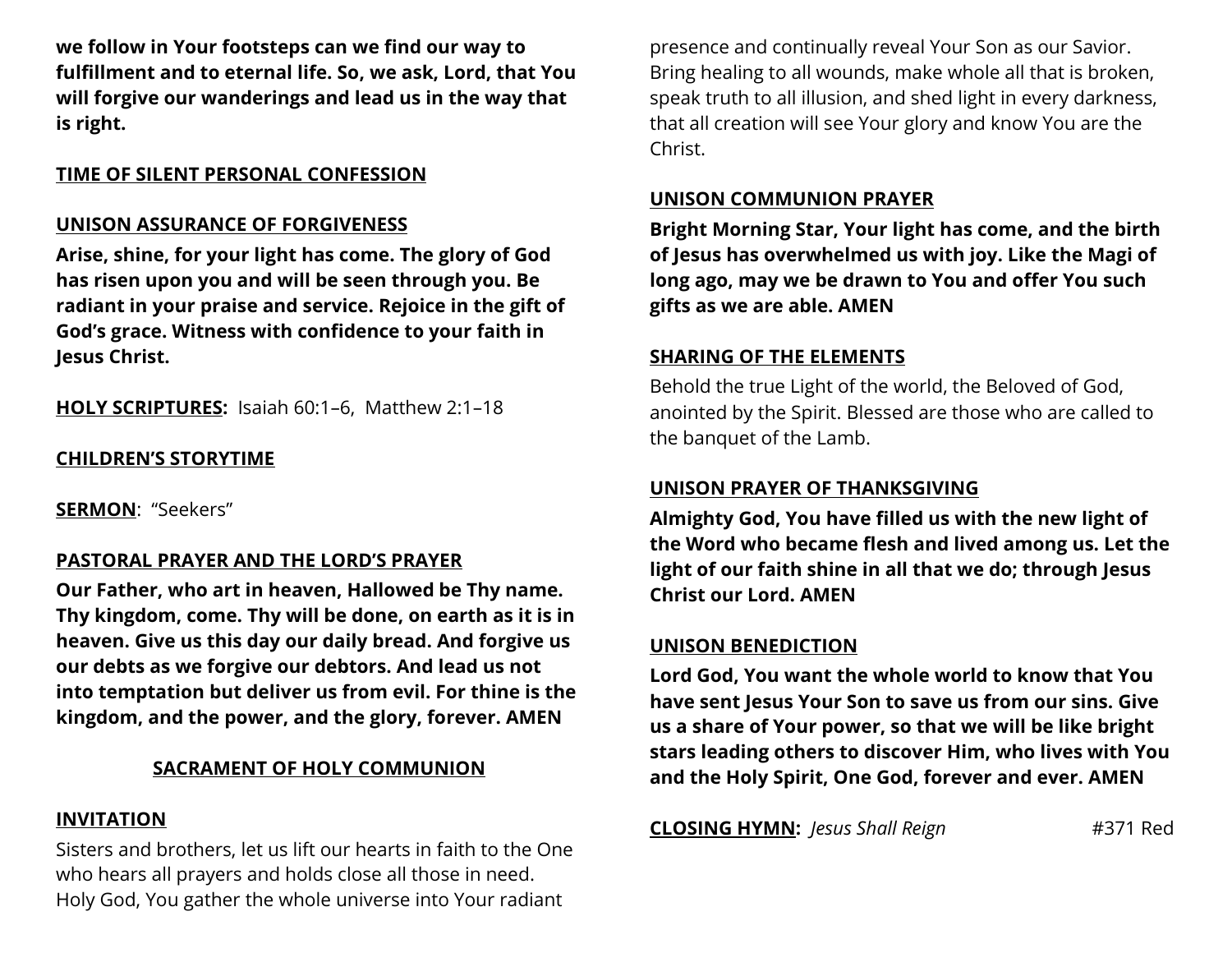**we follow in Your footsteps can we find our way to fulfillment and to eternal life. So, we ask, Lord, that You will forgive our wanderings and lead us in the way that is right.**

**TIME OF SILENT PERSONAL CONFESSION**

**UNISON ASSURANCE OF FORGIVENESS**

**Arise, shine, for your light has come. The glory of God has risen upon you and will be seen through you. Be radiant in your praise and service. Rejoice in the gift of God's grace. Witness with confidence to your faith in Jesus Christ.**

**HOLY SCRIPTURES:** Isaiah 60:1–6, Matthew 2:1–18

**CHILDREN'S STORYTIME**

**SERMON**: "Seekers"

**PASTORAL PRAYER AND THE LORD'S PRAYER**

**Our Father, who art in heaven, Hallowed be Thy name. Thy kingdom, come. Thy will be done, on earth as it is in heaven. Give us this day our daily bread. And forgive us our debts as we forgive our debtors. And lead us not into temptation but deliver us from evil. For thine is the kingdom, and the power, and the glory, forever. AMEN**

## SACRAMENT OF HOLY COMMUNION

**INVITATION**

Sisters and brothers, let us lift our hearts in faith to the One who hears all prayers and holds close all those in need. Holy God, You gather the whole universe into Your radiant presence and continually reveal Your Son as our Savior. Bring healing to all wounds, make whole all that is broken, speak truth to all illusion, and shed light in every darkness, that all creation will see Your glory and know You are the Christ.

**UNISON COMMUNION PRAYER**

**Bright Morning Star, Your light has come, and the birth of Jesus has overwhelmed us with joy. Like the Magi of long ago, may we be drawn to You and offer You such gifts as we are able. AMEN**

**SHARING OF THE ELEMENTS**

Behold the true Light of the world, the Beloved of God, anointed by the Spirit. Blessed are those who are called to the banquet of the Lamb.

**UNISON PRAYER OF THANKSGIVING**

**Almighty God, You have filled us with the new light of the Word who became flesh and lived among us. Let the light of our faith shine in all that we do; through Jesus Christ our Lord. AMEN**

**UNISON BENEDICTION**

**Lord God, You want the whole world to know that You have sent Jesus Your Son to save us from our sins. Give us a share of Your power, so that we will be like bright stars leading others to discover Him, who lives with You and the Holy Spirit, One God, forever and ever. AMEN**

**CLOSING HYMN:** *Jesus Shall Reign* #371 Red